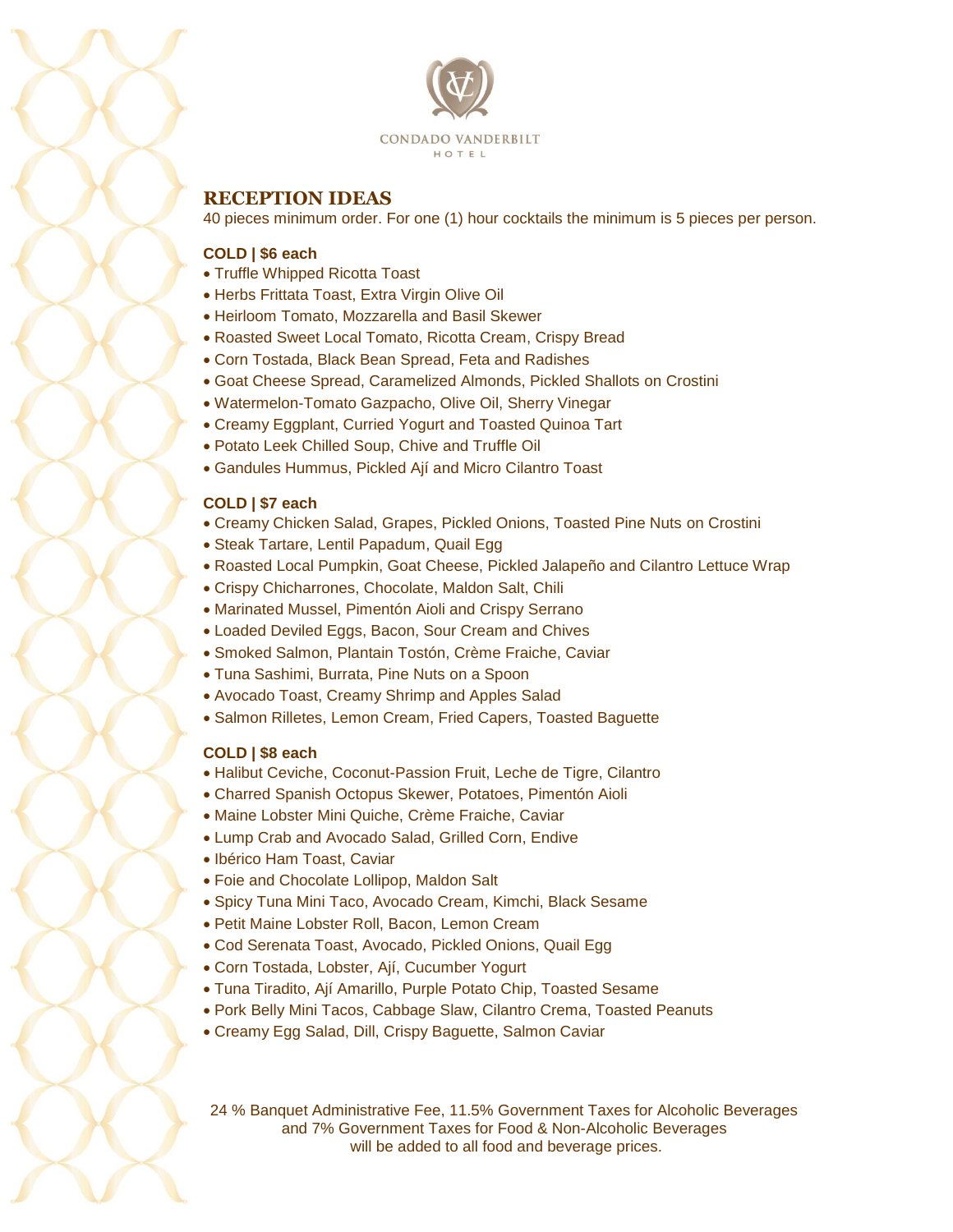CONDADO VANDERBILT

HOTEL

## RECEPTION IDEAS

40 pieces minimum order. For one (1) hour cocktails the minimum is 5 pieces per person.

**COLD | $6 each**

- Truffle Whipped Ricotta Toast
- Herbs Frittata Toast, Extra Virgin Olive Oil
- Heirloom Tomato, Mozzarella and Basil Skewer
- Roasted Sweet Local Tomato, Ricotta Cream, Crispy Bread
- Corn Tostada, Black Bean Spread, Feta and Radishes
- Goat Cheese Spread, Caramelized Almonds, Pickled Shallots on Crostini
- Watermelon-Tomato Gazpacho, Olive Oil, Sherry Vinegar
- Creamy Eggplant, Curried Yogurt and Toasted Quinoa Tart
- Potato Leek Chilled Soup, Chive and Truffle Oil
- Gandules Hummus, Pickled Ají and Micro Cilantro Toast

**COLD | $7 each**

- Creamy Chicken Salad, Grapes, Pickled Onions, Toasted Pine Nuts on Crostini
- Steak Tartare, Lentil Papadum, Quail Egg
- Roasted Local Pumpkin, Goat Cheese, Pickled Jalapeño and Cilantro Lettuce Wrap
- Crispy Chicharrones, Chocolate, Maldon Salt, Chili
- Marinated Mussel, Pimentón Aioli and Crispy Serrano
- Loaded Deviled Eggs, Bacon, Sour Cream and Chives
- Smoked Salmon, Plantain Tostón, Crème Fraiche, Caviar
- Tuna Sashimi, Burrata, Pine Nuts on a Spoon
- Avocado Toast, Creamy Shrimp and Apples Salad
- Salmon Rilletes, Lemon Cream, Fried Capers, Toasted Baguette

**COLD | $8 each**

- Halibut Ceviche, Coconut-Passion Fruit, Leche de Tigre, Cilantro
- Charred Spanish Octopus Skewer, Potatoes, Pimentón Aioli
- Maine Lobster Mini Quiche, Crème Fraiche, Caviar
- Lump Crab and Avocado Salad, Grilled Corn, Endive
- Ibérico Ham Toast, Caviar
- Foie and Chocolate Lollipop, Maldon Salt
- Spicy Tuna Mini Taco, Avocado Cream, Kimchi, Black Sesame
- Petit Maine Lobster Roll, Bacon, Lemon Cream
- Cod Serenata Toast, Avocado, Pickled Onions, Quail Egg
- Corn Tostada, Lobster, Ají, Cucumber Yogurt
- Tuna Tiradito, Ají Amarillo, Purple Potato Chip, Toasted Sesame
- Pork Belly Mini Tacos, Cabbage Slaw, Cilantro Crema, Toasted Peanuts
- Creamy Egg Salad, Dill, Crispy Baguette, Salmon Caviar

24 % Banquet Administrative Fee, 11.5% Government Taxes for Alcoholic Beverages and 7% Government Taxes for Food & Non-Alcoholic Beverages will be added to all food and beverage prices.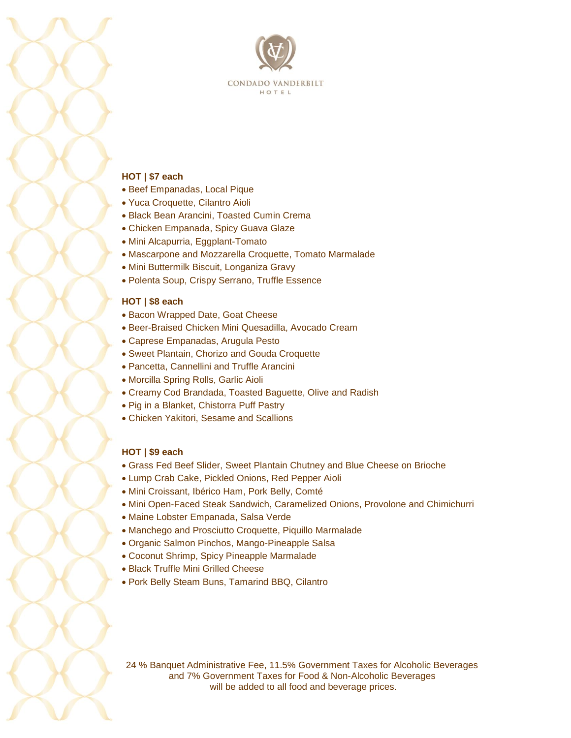CONDADO VANDERBILT
HOTEL

**HOT | $7 each**

- Beef Empanadas, Local Pique
- Yuca Croquette, Cilantro Aioli
- Black Bean Arancini, Toasted Cumin Crema
- Chicken Empanada, Spicy Guava Glaze
- Mini Alcapurria, Eggplant-Tomato
- Mascarpone and Mozzarella Croquette, Tomato Marmalade
- Mini Buttermilk Biscuit, Longaniza Gravy
- Polenta Soup, Crispy Serrano, Truffle Essence

**HOT | $8 each**

- Bacon Wrapped Date, Goat Cheese
- Beer-Braised Chicken Mini Quesadilla, Avocado Cream
- Caprese Empanadas, Arugula Pesto
- Sweet Plantain, Chorizo and Gouda Croquette
- Pancetta, Cannellini and Truffle Arancini
- Morcilla Spring Rolls, Garlic Aioli
- Creamy Cod Brandada, Toasted Baguette, Olive and Radish
- Pig in a Blanket, Chistorra Puff Pastry
- Chicken Yakitori, Sesame and Scallions

**HOT | $9 each**

- Grass Fed Beef Slider, Sweet Plantain Chutney and Blue Cheese on Brioche
- Lump Crab Cake, Pickled Onions, Red Pepper Aioli
- Mini Croissant, Ibérico Ham, Pork Belly, Comté
- Mini Open-Faced Steak Sandwich, Caramelized Onions, Provolone and Chimichurri
- Maine Lobster Empanada, Salsa Verde
- Manchego and Prosciutto Croquette, Piquillo Marmalade
- Organic Salmon Pinchos, Mango-Pineapple Salsa
- Coconut Shrimp, Spicy Pineapple Marmalade
- Black Truffle Mini Grilled Cheese
- Pork Belly Steam Buns, Tamarind BBQ, Cilantro

24 % Banquet Administrative Fee, 11.5% Government Taxes for Alcoholic Beverages and 7% Government Taxes for Food & Non-Alcoholic Beverages will be added to all food and beverage prices.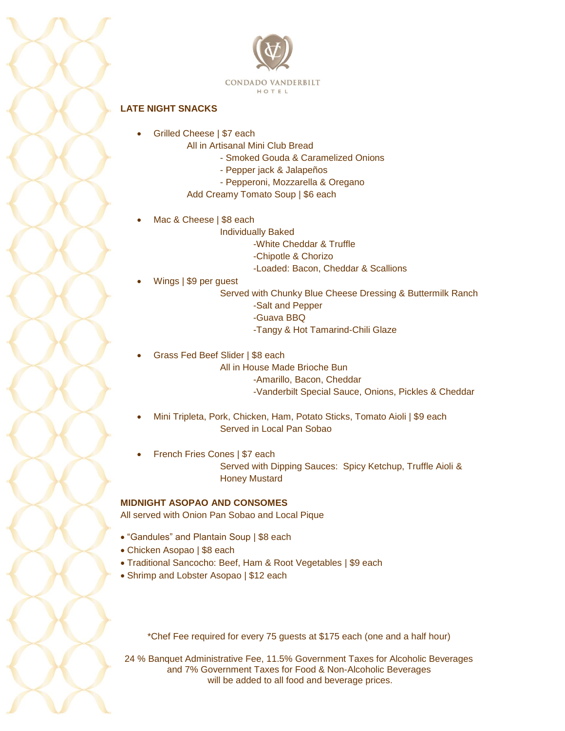CONDADO VANDERBILT
HOTEL

## LATE NIGHT SNACKS

- Grilled Cheese | $7 each
  - All in Artisanal Mini Club Bread
    - Smoked Gouda & Caramelized Onions
    - Pepper jack & Jalapeños
    - Pepperoni, Mozzarella & Oregano
  - Add Creamy Tomato Soup | $6 each
- Mac & Cheese | $8 each
  - Individually Baked
    - -White Cheddar & Truffle
    - -Chipotle & Chorizo
    - -Loaded: Bacon, Cheddar & Scallions
- Wings | $9 per guest
  - Served with Chunky Blue Cheese Dressing & Buttermilk Ranch
    - -Salt and Pepper
    - -Guava BBQ
    - -Tangy & Hot Tamarind-Chili Glaze
- Grass Fed Beef Slider | $8 each
  - All in House Made Brioche Bun
    - -Amarillo, Bacon, Cheddar
    - -Vanderbilt Special Sauce, Onions, Pickles & Cheddar
- Mini Tripleta, Pork, Chicken, Ham, Potato Sticks, Tomato Aioli | $9 each
  - Served in Local Pan Sobao
- French Fries Cones | $7 each
  - Served with Dipping Sauces: Spicy Ketchup, Truffle Aioli & Honey Mustard

## MIDNIGHT ASOPAO AND CONSOMES

All served with Onion Pan Sobao and Local Pique

- "Gandules" and Plantain Soup | $8 each
- Chicken Asopao | $8 each
- Traditional Sancocho: Beef, Ham & Root Vegetables | $9 each
- Shrimp and Lobster Asopao | $12 each

*Chef Fee required for every 75 guests at $175 each (one and a half hour)

24 % Banquet Administrative Fee, 11.5% Government Taxes for Alcoholic Beverages and 7% Government Taxes for Food & Non-Alcoholic Beverages will be added to all food and beverage prices.